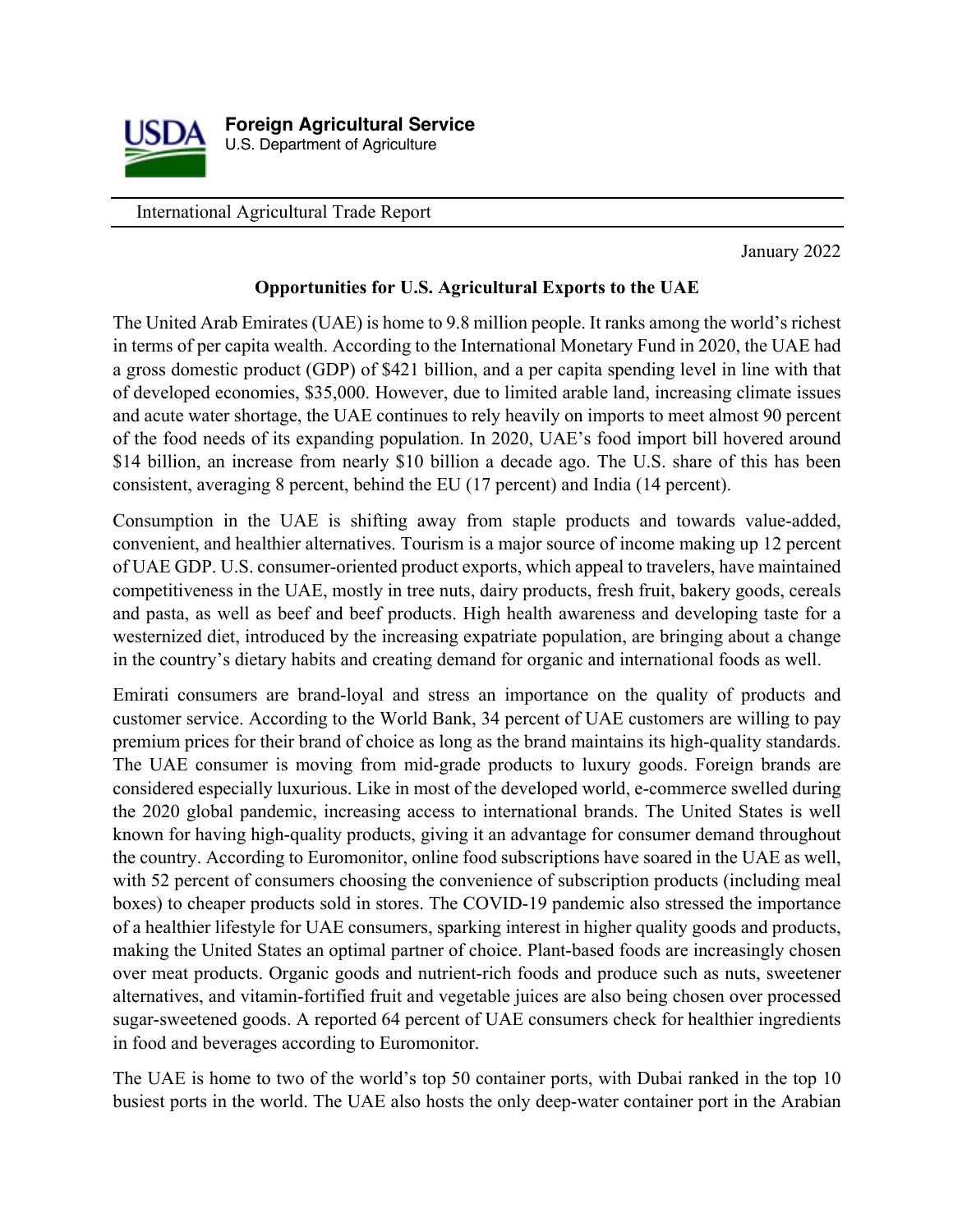**Foreign Agricultural Service**
U.S. Department of Agriculture

International Agricultural Trade Report

January 2022

# Opportunities for U.S. Agricultural Exports to the UAE

The United Arab Emirates (UAE) is home to 9.8 million people. It ranks among the world's richest in terms of per capita wealth. According to the International Monetary Fund in 2020, the UAE had a gross domestic product (GDP) of $421 billion, and a per capita spending level in line with that of developed economies, $35,000. However, due to limited arable land, increasing climate issues and acute water shortage, the UAE continues to rely heavily on imports to meet almost 90 percent of the food needs of its expanding population. In 2020, UAE's food import bill hovered around $14 billion, an increase from nearly $10 billion a decade ago. The U.S. share of this has been consistent, averaging 8 percent, behind the EU (17 percent) and India (14 percent).

Consumption in the UAE is shifting away from staple products and towards value-added, convenient, and healthier alternatives. Tourism is a major source of income making up 12 percent of UAE GDP. U.S. consumer-oriented product exports, which appeal to travelers, have maintained competitiveness in the UAE, mostly in tree nuts, dairy products, fresh fruit, bakery goods, cereals and pasta, as well as beef and beef products. High health awareness and developing taste for a westernized diet, introduced by the increasing expatriate population, are bringing about a change in the country's dietary habits and creating demand for organic and international foods as well.

Emirati consumers are brand-loyal and stress an importance on the quality of products and customer service. According to the World Bank, 34 percent of UAE customers are willing to pay premium prices for their brand of choice as long as the brand maintains its high-quality standards. The UAE consumer is moving from mid-grade products to luxury goods. Foreign brands are considered especially luxurious. Like in most of the developed world, e-commerce swelled during the 2020 global pandemic, increasing access to international brands. The United States is well known for having high-quality products, giving it an advantage for consumer demand throughout the country. According to Euromonitor, online food subscriptions have soared in the UAE as well, with 52 percent of consumers choosing the convenience of subscription products (including meal boxes) to cheaper products sold in stores. The COVID-19 pandemic also stressed the importance of a healthier lifestyle for UAE consumers, sparking interest in higher quality goods and products, making the United States an optimal partner of choice. Plant-based foods are increasingly chosen over meat products. Organic goods and nutrient-rich foods and produce such as nuts, sweetener alternatives, and vitamin-fortified fruit and vegetable juices are also being chosen over processed sugar-sweetened goods. A reported 64 percent of UAE consumers check for healthier ingredients in food and beverages according to Euromonitor.

The UAE is home to two of the world's top 50 container ports, with Dubai ranked in the top 10 busiest ports in the world. The UAE also hosts the only deep-water container port in the Arabian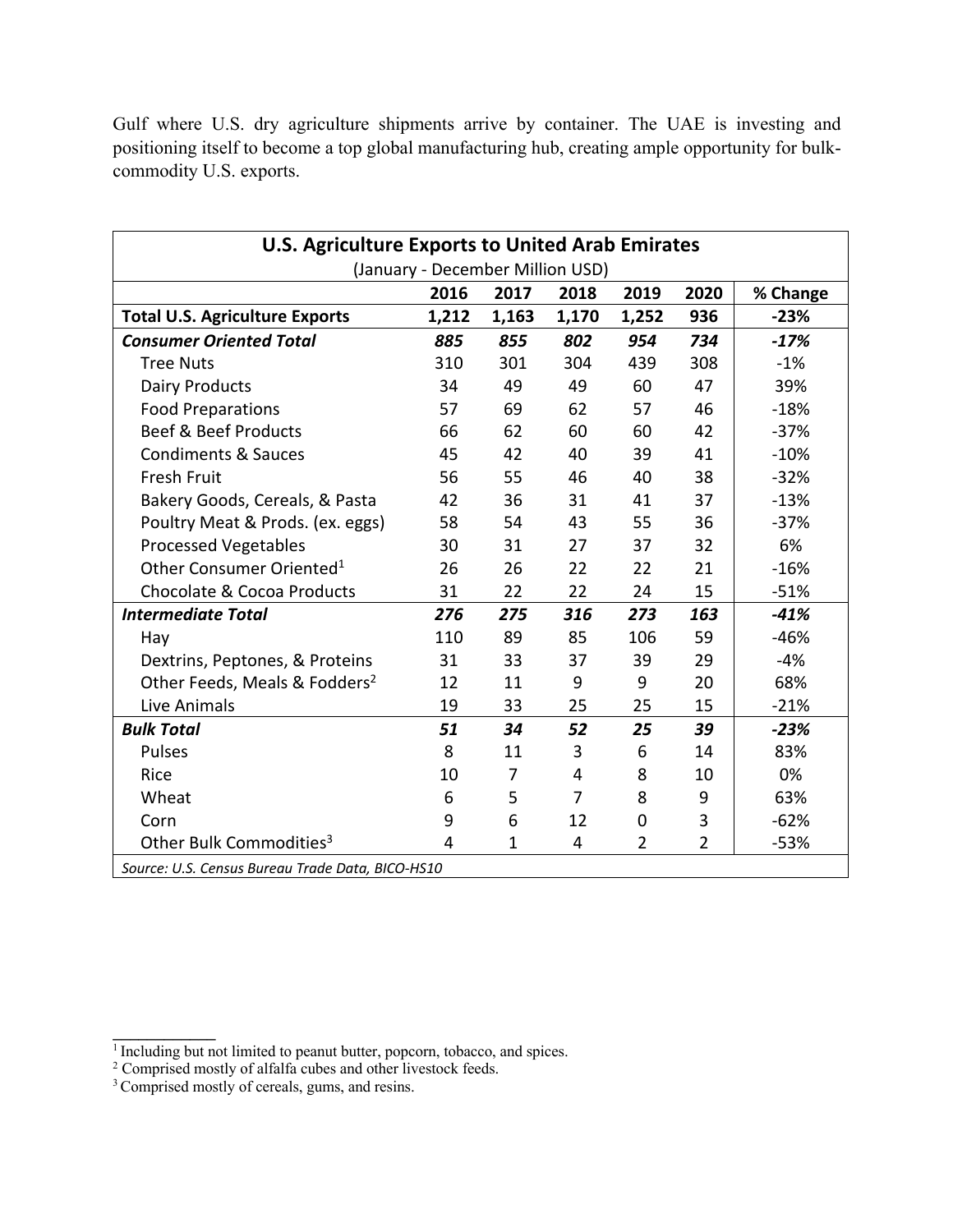Gulf where U.S. dry agriculture shipments arrive by container. The UAE is investing and positioning itself to become a top global manufacturing hub, creating ample opportunity for bulk-commodity U.S. exports.

| **U.S. Agriculture Exports to United Arab Emirates** | | | | | | |
|---|---|---|---|---|---|---|
| (January - December Million USD) | | | | | | |
| | **2016** | **2017** | **2018** | **2019** | **2020** | **% Change** |
| **Total U.S. Agriculture Exports** | **1,212** | **1,163** | **1,170** | **1,252** | **936** | **-23%** |
| ***Consumer Oriented Total*** | ***885*** | ***855*** | ***802*** | ***954*** | ***734*** | ***-17%*** |
| Tree Nuts | 310 | 301 | 304 | 439 | 308 | -1% |
| Dairy Products | 34 | 49 | 49 | 60 | 47 | 39% |
| Food Preparations | 57 | 69 | 62 | 57 | 46 | -18% |
| Beef & Beef Products | 66 | 62 | 60 | 60 | 42 | -37% |
| Condiments & Sauces | 45 | 42 | 40 | 39 | 41 | -10% |
| Fresh Fruit | 56 | 55 | 46 | 40 | 38 | -32% |
| Bakery Goods, Cereals, & Pasta | 42 | 36 | 31 | 41 | 37 | -13% |
| Poultry Meat & Prods. (ex. eggs) | 58 | 54 | 43 | 55 | 36 | -37% |
| Processed Vegetables | 30 | 31 | 27 | 37 | 32 | 6% |
| Other Consumer Oriented[1] | 26 | 26 | 22 | 22 | 21 | -16% |
| Chocolate & Cocoa Products | 31 | 22 | 22 | 24 | 15 | -51% |
| ***Intermediate Total*** | ***276*** | ***275*** | ***316*** | ***273*** | ***163*** | ***-41%*** |
| Hay | 110 | 89 | 85 | 106 | 59 | -46% |
| Dextrins, Peptones, & Proteins | 31 | 33 | 37 | 39 | 29 | -4% |
| Other Feeds, Meals & Fodders[2] | 12 | 11 | 9 | 9 | 20 | 68% |
| Live Animals | 19 | 33 | 25 | 25 | 15 | -21% |
| ***Bulk Total*** | ***51*** | ***34*** | ***52*** | ***25*** | ***39*** | ***-23%*** |
| Pulses | 8 | 11 | 3 | 6 | 14 | 83% |
| Rice | 10 | 7 | 4 | 8 | 10 | 0% |
| Wheat | 6 | 5 | 7 | 8 | 9 | 63% |
| Corn | 9 | 6 | 12 | 0 | 3 | -62% |
| Other Bulk Commodities[3] | 4 | 1 | 4 | 2 | 2 | -53% |
| *Source: U.S. Census Bureau Trade Data, BICO-HS10* | | | | | | |

[1] Including but not limited to peanut butter, popcorn, tobacco, and spices.
[2] Comprised mostly of alfalfa cubes and other livestock feeds.
[3] Comprised mostly of cereals, gums, and resins.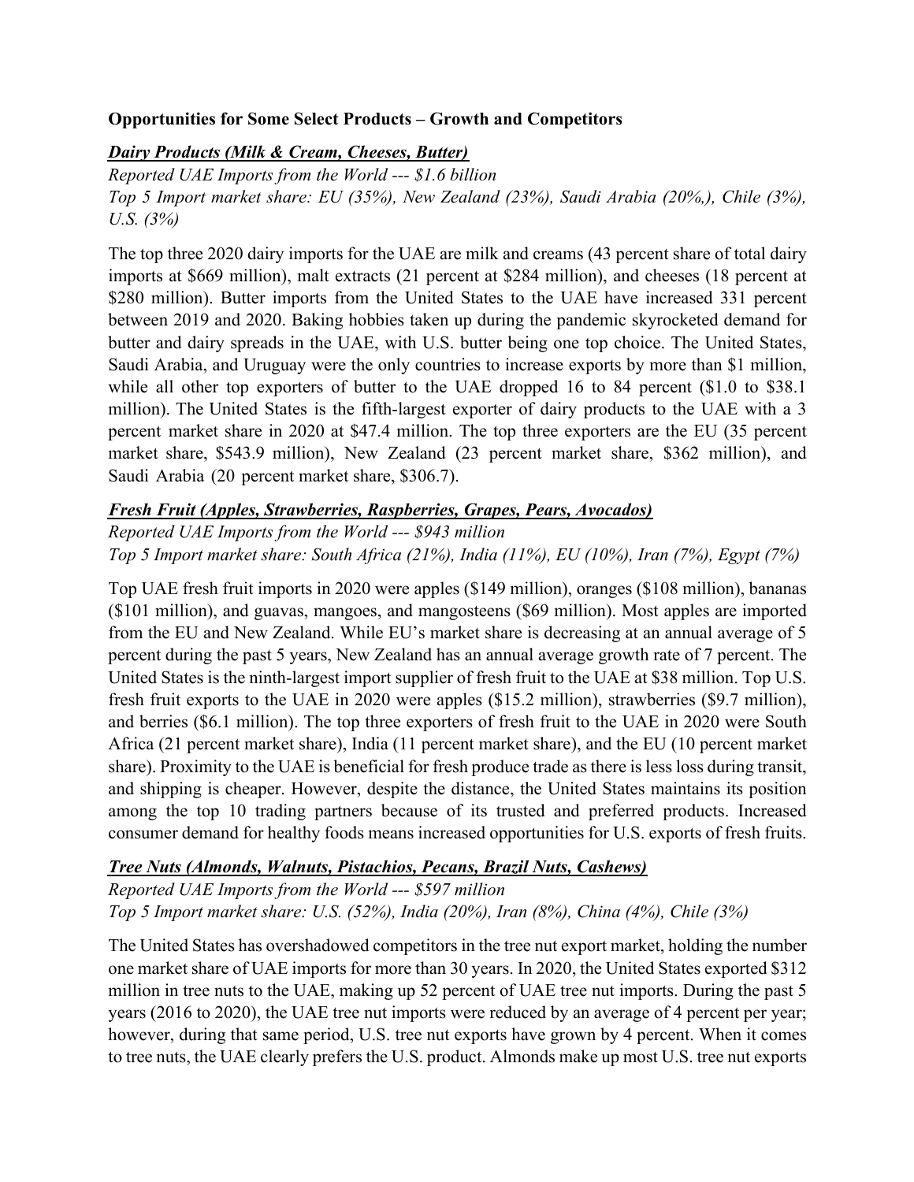**Opportunities for Some Select Products – Growth and Competitors**

***Dairy Products (Milk & Cream, Cheeses, Butter)***

*Reported UAE Imports from the World --- $1.6 billion*
*Top 5 Import market share: EU (35%), New Zealand (23%), Saudi Arabia (20%,), Chile (3%), U.S. (3%)*

The top three 2020 dairy imports for the UAE are milk and creams (43 percent share of total dairy imports at $669 million), malt extracts (21 percent at $284 million), and cheeses (18 percent at $280 million). Butter imports from the United States to the UAE have increased 331 percent between 2019 and 2020. Baking hobbies taken up during the pandemic skyrocketed demand for butter and dairy spreads in the UAE, with U.S. butter being one top choice. The United States, Saudi Arabia, and Uruguay were the only countries to increase exports by more than $1 million, while all other top exporters of butter to the UAE dropped 16 to 84 percent ($1.0 to $38.1 million). The United States is the fifth-largest exporter of dairy products to the UAE with a 3 percent market share in 2020 at $47.4 million. The top three exporters are the EU (35 percent market share, $543.9 million), New Zealand (23 percent market share, $362 million), and Saudi Arabia (20 percent market share, $306.7).

***Fresh Fruit (Apples, Strawberries, Raspberries, Grapes, Pears, Avocados)***

*Reported UAE Imports from the World --- $943 million*
*Top 5 Import market share: South Africa (21%), India (11%), EU (10%), Iran (7%), Egypt (7%)*

Top UAE fresh fruit imports in 2020 were apples ($149 million), oranges ($108 million), bananas ($101 million), and guavas, mangoes, and mangosteens ($69 million). Most apples are imported from the EU and New Zealand. While EU's market share is decreasing at an annual average of 5 percent during the past 5 years, New Zealand has an annual average growth rate of 7 percent. The United States is the ninth-largest import supplier of fresh fruit to the UAE at $38 million. Top U.S. fresh fruit exports to the UAE in 2020 were apples ($15.2 million), strawberries ($9.7 million), and berries ($6.1 million). The top three exporters of fresh fruit to the UAE in 2020 were South Africa (21 percent market share), India (11 percent market share), and the EU (10 percent market share). Proximity to the UAE is beneficial for fresh produce trade as there is less loss during transit, and shipping is cheaper. However, despite the distance, the United States maintains its position among the top 10 trading partners because of its trusted and preferred products. Increased consumer demand for healthy foods means increased opportunities for U.S. exports of fresh fruits.

***Tree Nuts (Almonds, Walnuts, Pistachios, Pecans, Brazil Nuts, Cashews)***

*Reported UAE Imports from the World --- $597 million*
*Top 5 Import market share: U.S. (52%), India (20%), Iran (8%), China (4%), Chile (3%)*

The United States has overshadowed competitors in the tree nut export market, holding the number one market share of UAE imports for more than 30 years. In 2020, the United States exported $312 million in tree nuts to the UAE, making up 52 percent of UAE tree nut imports. During the past 5 years (2016 to 2020), the UAE tree nut imports were reduced by an average of 4 percent per year; however, during that same period, U.S. tree nut exports have grown by 4 percent. When it comes to tree nuts, the UAE clearly prefers the U.S. product. Almonds make up most U.S. tree nut exports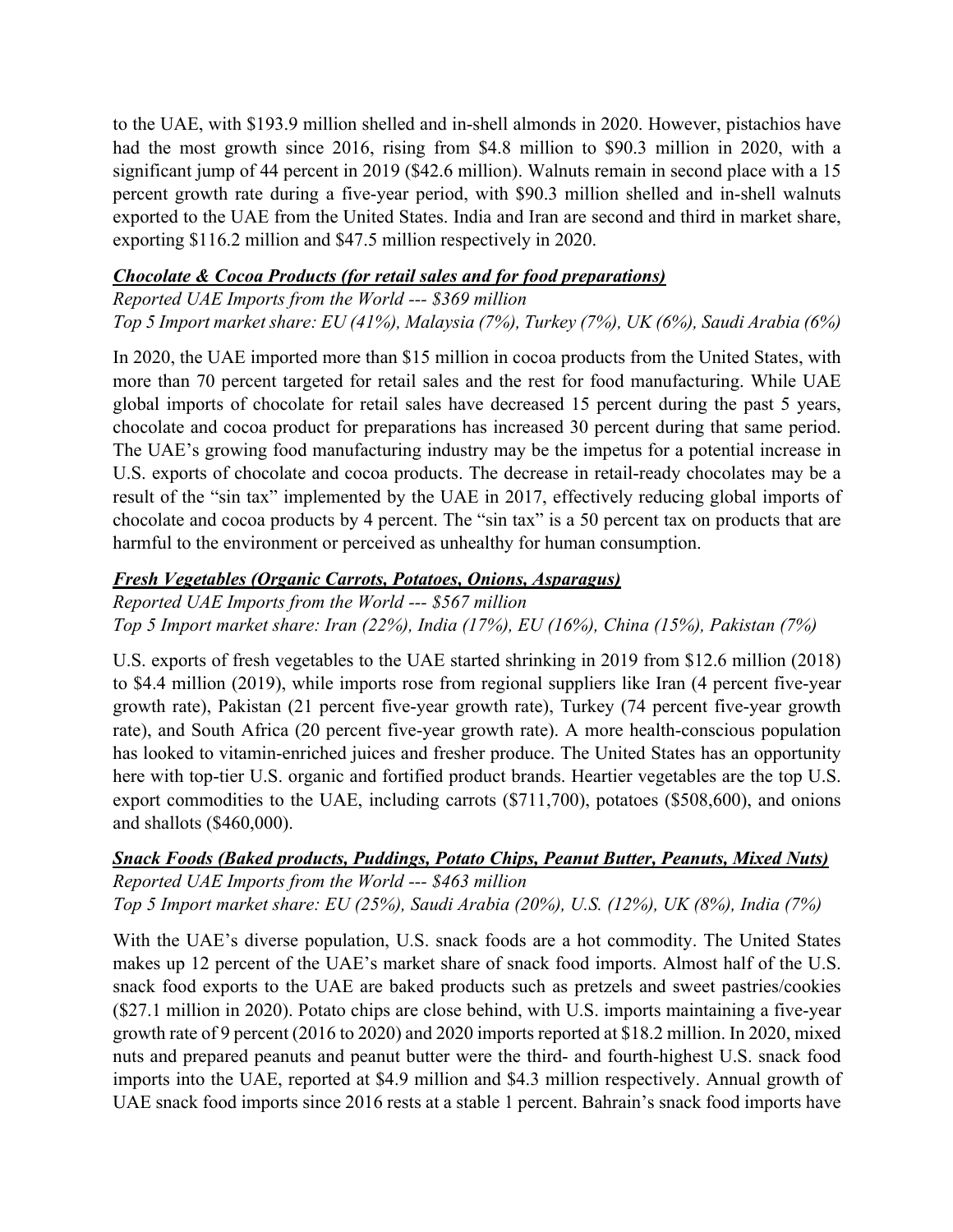to the UAE, with $193.9 million shelled and in-shell almonds in 2020. However, pistachios have had the most growth since 2016, rising from $4.8 million to $90.3 million in 2020, with a significant jump of 44 percent in 2019 ($42.6 million). Walnuts remain in second place with a 15 percent growth rate during a five-year period, with $90.3 million shelled and in-shell walnuts exported to the UAE from the United States. India and Iran are second and third in market share, exporting $116.2 million and $47.5 million respectively in 2020.

***Chocolate & Cocoa Products (for retail sales and for food preparations)***

*Reported UAE Imports from the World --- $369 million*
*Top 5 Import market share: EU (41%), Malaysia (7%), Turkey (7%), UK (6%), Saudi Arabia (6%)*

In 2020, the UAE imported more than $15 million in cocoa products from the United States, with more than 70 percent targeted for retail sales and the rest for food manufacturing. While UAE global imports of chocolate for retail sales have decreased 15 percent during the past 5 years, chocolate and cocoa product for preparations has increased 30 percent during that same period. The UAE's growing food manufacturing industry may be the impetus for a potential increase in U.S. exports of chocolate and cocoa products. The decrease in retail-ready chocolates may be a result of the "sin tax" implemented by the UAE in 2017, effectively reducing global imports of chocolate and cocoa products by 4 percent. The "sin tax" is a 50 percent tax on products that are harmful to the environment or perceived as unhealthy for human consumption.

***Fresh Vegetables (Organic Carrots, Potatoes, Onions, Asparagus)***

*Reported UAE Imports from the World --- $567 million*
*Top 5 Import market share: Iran (22%), India (17%), EU (16%), China (15%), Pakistan (7%)*

U.S. exports of fresh vegetables to the UAE started shrinking in 2019 from $12.6 million (2018) to $4.4 million (2019), while imports rose from regional suppliers like Iran (4 percent five-year growth rate), Pakistan (21 percent five-year growth rate), Turkey (74 percent five-year growth rate), and South Africa (20 percent five-year growth rate). A more health-conscious population has looked to vitamin-enriched juices and fresher produce. The United States has an opportunity here with top-tier U.S. organic and fortified product brands. Heartier vegetables are the top U.S. export commodities to the UAE, including carrots ($711,700), potatoes ($508,600), and onions and shallots ($460,000).

***Snack Foods (Baked products, Puddings, Potato Chips, Peanut Butter, Peanuts, Mixed Nuts)***

*Reported UAE Imports from the World --- $463 million*
*Top 5 Import market share: EU (25%), Saudi Arabia (20%), U.S. (12%), UK (8%), India (7%)*

With the UAE's diverse population, U.S. snack foods are a hot commodity. The United States makes up 12 percent of the UAE's market share of snack food imports. Almost half of the U.S. snack food exports to the UAE are baked products such as pretzels and sweet pastries/cookies ($27.1 million in 2020). Potato chips are close behind, with U.S. imports maintaining a five-year growth rate of 9 percent (2016 to 2020) and 2020 imports reported at $18.2 million. In 2020, mixed nuts and prepared peanuts and peanut butter were the third- and fourth-highest U.S. snack food imports into the UAE, reported at $4.9 million and $4.3 million respectively. Annual growth of UAE snack food imports since 2016 rests at a stable 1 percent. Bahrain's snack food imports have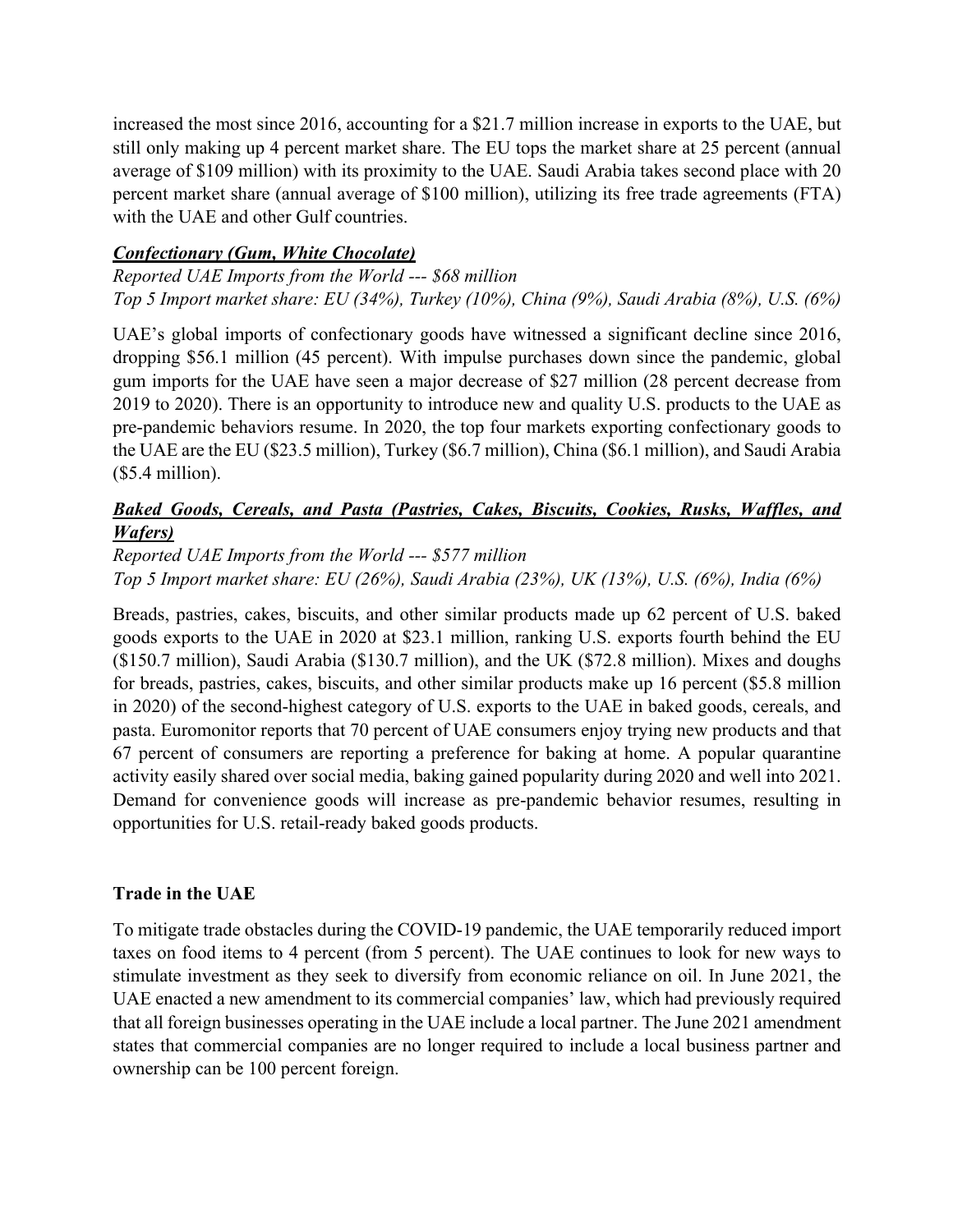increased the most since 2016, accounting for a $21.7 million increase in exports to the UAE, but still only making up 4 percent market share. The EU tops the market share at 25 percent (annual average of $109 million) with its proximity to the UAE. Saudi Arabia takes second place with 20 percent market share (annual average of $100 million), utilizing its free trade agreements (FTA) with the UAE and other Gulf countries.

***Confectionary (Gum, White Chocolate)***

*Reported UAE Imports from the World --- $68 million*
*Top 5 Import market share: EU (34%), Turkey (10%), China (9%), Saudi Arabia (8%), U.S. (6%)*

UAE's global imports of confectionary goods have witnessed a significant decline since 2016, dropping $56.1 million (45 percent). With impulse purchases down since the pandemic, global gum imports for the UAE have seen a major decrease of $27 million (28 percent decrease from 2019 to 2020). There is an opportunity to introduce new and quality U.S. products to the UAE as pre-pandemic behaviors resume. In 2020, the top four markets exporting confectionary goods to the UAE are the EU ($23.5 million), Turkey ($6.7 million), China ($6.1 million), and Saudi Arabia ($5.4 million).

***Baked Goods, Cereals, and Pasta (Pastries, Cakes, Biscuits, Cookies, Rusks, Waffles, and Wafers)***

*Reported UAE Imports from the World --- $577 million*
*Top 5 Import market share: EU (26%), Saudi Arabia (23%), UK (13%), U.S. (6%), India (6%)*

Breads, pastries, cakes, biscuits, and other similar products made up 62 percent of U.S. baked goods exports to the UAE in 2020 at $23.1 million, ranking U.S. exports fourth behind the EU ($150.7 million), Saudi Arabia ($130.7 million), and the UK ($72.8 million). Mixes and doughs for breads, pastries, cakes, biscuits, and other similar products make up 16 percent ($5.8 million in 2020) of the second-highest category of U.S. exports to the UAE in baked goods, cereals, and pasta. Euromonitor reports that 70 percent of UAE consumers enjoy trying new products and that 67 percent of consumers are reporting a preference for baking at home. A popular quarantine activity easily shared over social media, baking gained popularity during 2020 and well into 2021. Demand for convenience goods will increase as pre-pandemic behavior resumes, resulting in opportunities for U.S. retail-ready baked goods products.

**Trade in the UAE**

To mitigate trade obstacles during the COVID-19 pandemic, the UAE temporarily reduced import taxes on food items to 4 percent (from 5 percent). The UAE continues to look for new ways to stimulate investment as they seek to diversify from economic reliance on oil. In June 2021, the UAE enacted a new amendment to its commercial companies' law, which had previously required that all foreign businesses operating in the UAE include a local partner. The June 2021 amendment states that commercial companies are no longer required to include a local business partner and ownership can be 100 percent foreign.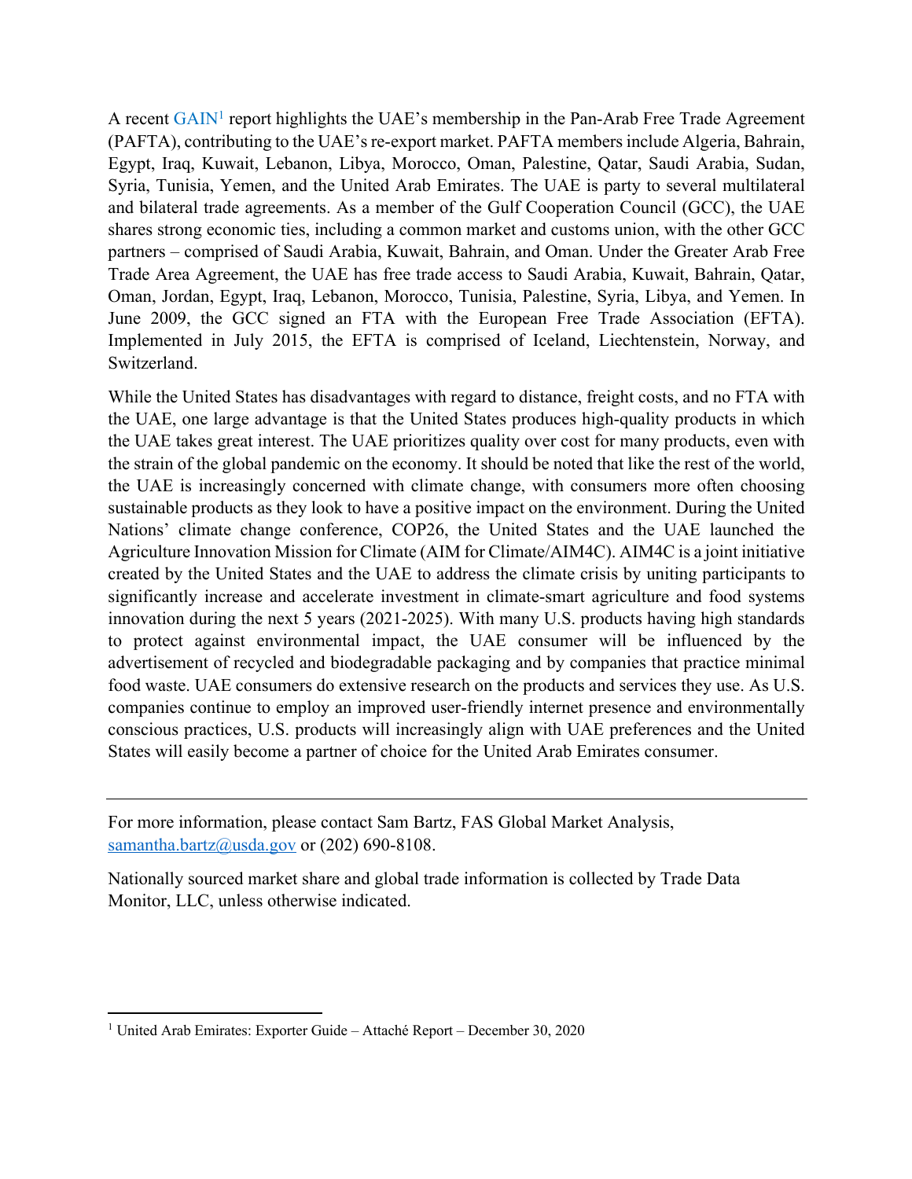A recent GAIN[1] report highlights the UAE's membership in the Pan-Arab Free Trade Agreement (PAFTA), contributing to the UAE's re-export market. PAFTA members include Algeria, Bahrain, Egypt, Iraq, Kuwait, Lebanon, Libya, Morocco, Oman, Palestine, Qatar, Saudi Arabia, Sudan, Syria, Tunisia, Yemen, and the United Arab Emirates. The UAE is party to several multilateral and bilateral trade agreements. As a member of the Gulf Cooperation Council (GCC), the UAE shares strong economic ties, including a common market and customs union, with the other GCC partners – comprised of Saudi Arabia, Kuwait, Bahrain, and Oman. Under the Greater Arab Free Trade Area Agreement, the UAE has free trade access to Saudi Arabia, Kuwait, Bahrain, Qatar, Oman, Jordan, Egypt, Iraq, Lebanon, Morocco, Tunisia, Palestine, Syria, Libya, and Yemen. In June 2009, the GCC signed an FTA with the European Free Trade Association (EFTA). Implemented in July 2015, the EFTA is comprised of Iceland, Liechtenstein, Norway, and Switzerland.

While the United States has disadvantages with regard to distance, freight costs, and no FTA with the UAE, one large advantage is that the United States produces high-quality products in which the UAE takes great interest. The UAE prioritizes quality over cost for many products, even with the strain of the global pandemic on the economy. It should be noted that like the rest of the world, the UAE is increasingly concerned with climate change, with consumers more often choosing sustainable products as they look to have a positive impact on the environment. During the United Nations' climate change conference, COP26, the United States and the UAE launched the Agriculture Innovation Mission for Climate (AIM for Climate/AIM4C). AIM4C is a joint initiative created by the United States and the UAE to address the climate crisis by uniting participants to significantly increase and accelerate investment in climate-smart agriculture and food systems innovation during the next 5 years (2021-2025). With many U.S. products having high standards to protect against environmental impact, the UAE consumer will be influenced by the advertisement of recycled and biodegradable packaging and by companies that practice minimal food waste. UAE consumers do extensive research on the products and services they use. As U.S. companies continue to employ an improved user-friendly internet presence and environmentally conscious practices, U.S. products will increasingly align with UAE preferences and the United States will easily become a partner of choice for the United Arab Emirates consumer.

---

For more information, please contact Sam Bartz, FAS Global Market Analysis, samantha.bartz@usda.gov or (202) 690-8108.

Nationally sourced market share and global trade information is collected by Trade Data Monitor, LLC, unless otherwise indicated.

[1] United Arab Emirates: Exporter Guide – Attaché Report – December 30, 2020